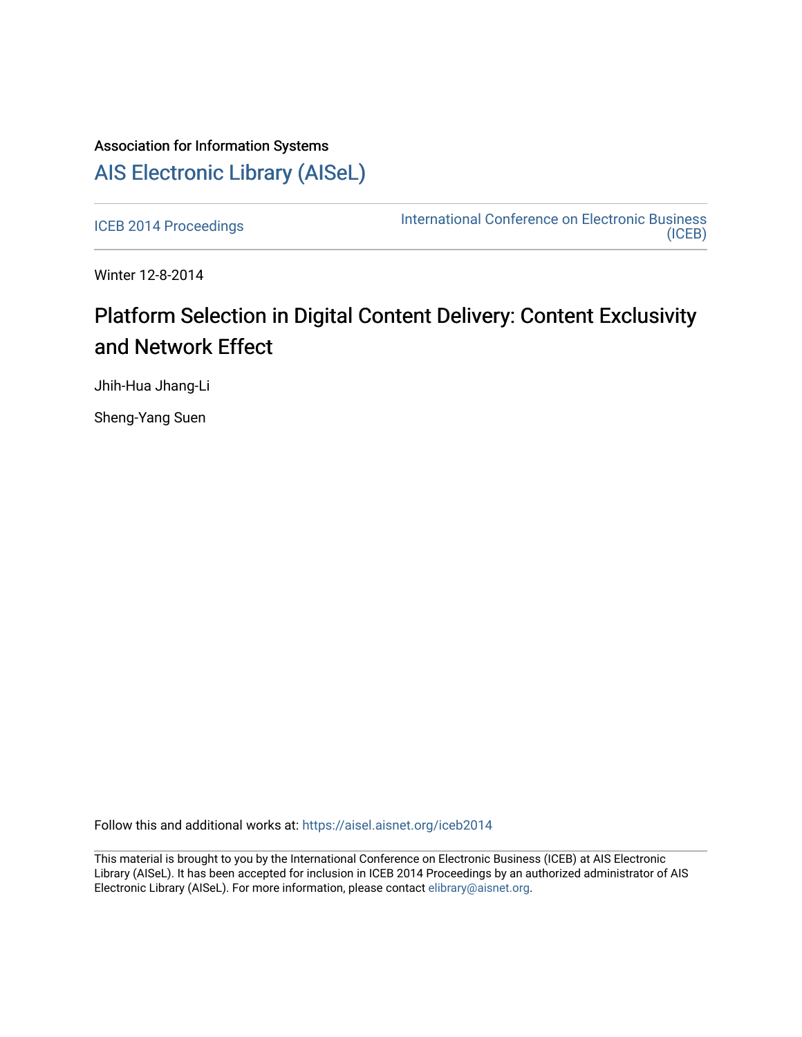Association for Information Systems

# AIS Electronic Library (AISeL)

ICEB 2014 Proceedings

International Conference on Electronic Business (ICEB)

Winter 12-8-2014

## Platform Selection in Digital Content Delivery: Content Exclusivity and Network Effect

Jhih-Hua Jhang-Li

Sheng-Yang Suen

Follow this and additional works at: https://aisel.aisnet.org/iceb2014

This material is brought to you by the International Conference on Electronic Business (ICEB) at AIS Electronic Library (AISeL). It has been accepted for inclusion in ICEB 2014 Proceedings by an authorized administrator of AIS Electronic Library (AISeL). For more information, please contact elibrary@aisnet.org.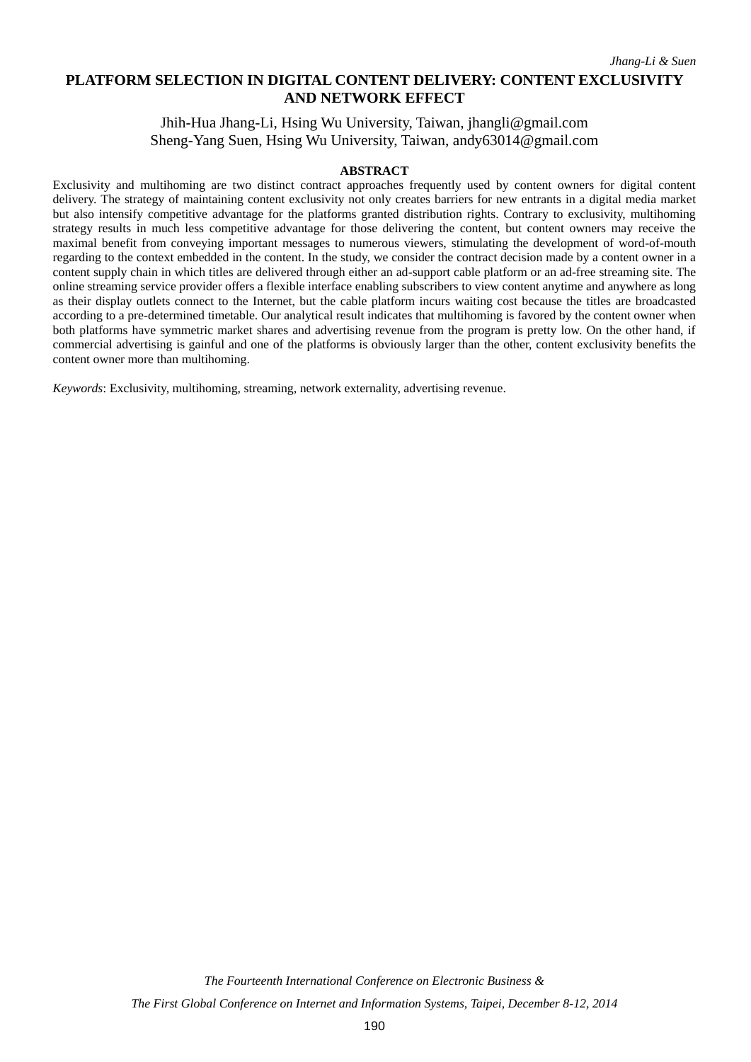# PLATFORM SELECTION IN DIGITAL CONTENT DELIVERY: CONTENT EXCLUSIVITY AND NETWORK EFFECT

Jhih-Hua Jhang-Li, Hsing Wu University, Taiwan, jhangli@gmail.com
Sheng-Yang Suen, Hsing Wu University, Taiwan, andy63014@gmail.com

## ABSTRACT

Exclusivity and multihoming are two distinct contract approaches frequently used by content owners for digital content delivery. The strategy of maintaining content exclusivity not only creates barriers for new entrants in a digital media market but also intensify competitive advantage for the platforms granted distribution rights. Contrary to exclusivity, multihoming strategy results in much less competitive advantage for those delivering the content, but content owners may receive the maximal benefit from conveying important messages to numerous viewers, stimulating the development of word-of-mouth regarding to the context embedded in the content. In the study, we consider the contract decision made by a content owner in a content supply chain in which titles are delivered through either an ad-support cable platform or an ad-free streaming site. The online streaming service provider offers a flexible interface enabling subscribers to view content anytime and anywhere as long as their display outlets connect to the Internet, but the cable platform incurs waiting cost because the titles are broadcasted according to a pre-determined timetable. Our analytical result indicates that multihoming is favored by the content owner when both platforms have symmetric market shares and advertising revenue from the program is pretty low. On the other hand, if commercial advertising is gainful and one of the platforms is obviously larger than the other, content exclusivity benefits the content owner more than multihoming.

*Keywords*: Exclusivity, multihoming, streaming, network externality, advertising revenue.